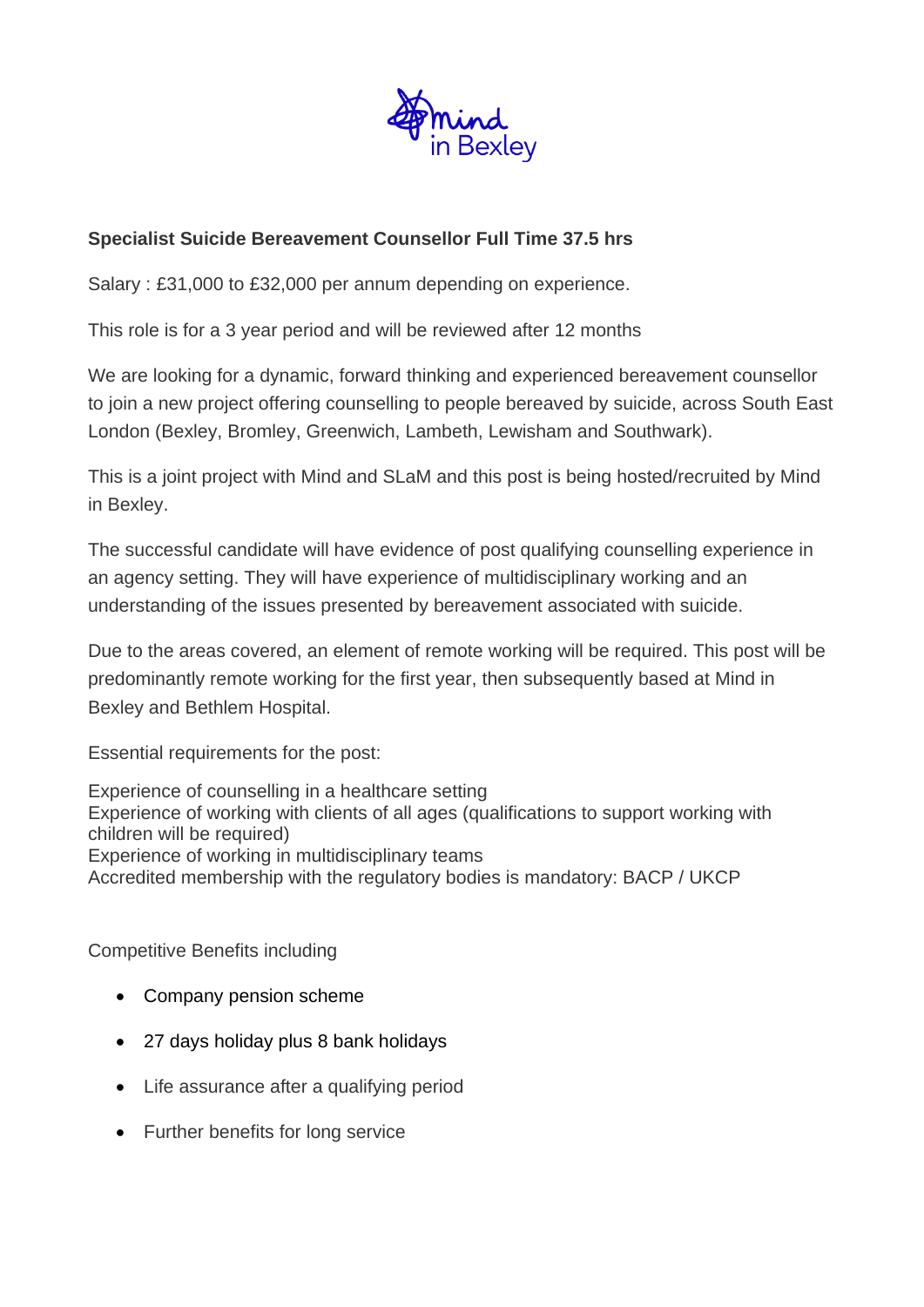**Specialist Suicide Bereavement Counsellor Full Time 37.5 hrs**

Salary : £31,000 to £32,000 per annum depending on experience.

This role is for a 3 year period and will be reviewed after 12 months

We are looking for a dynamic, forward thinking and experienced bereavement counsellor to join a new project offering counselling to people bereaved by suicide, across South East London (Bexley, Bromley, Greenwich, Lambeth, Lewisham and Southwark).

This is a joint project with Mind and SLaM and this post is being hosted/recruited by Mind in Bexley.

The successful candidate will have evidence of post qualifying counselling experience in an agency setting. They will have experience of multidisciplinary working and an understanding of the issues presented by bereavement associated with suicide.

Due to the areas covered, an element of remote working will be required. This post will be predominantly remote working for the first year, then subsequently based at Mind in Bexley and Bethlem Hospital.

Essential requirements for the post:

Experience of counselling in a healthcare setting
Experience of working with clients of all ages (qualifications to support working with children will be required)
Experience of working in multidisciplinary teams
Accredited membership with the regulatory bodies is mandatory: BACP / UKCP

Competitive Benefits including

- Company pension scheme
- 27 days holiday plus 8 bank holidays
- Life assurance after a qualifying period
- Further benefits for long service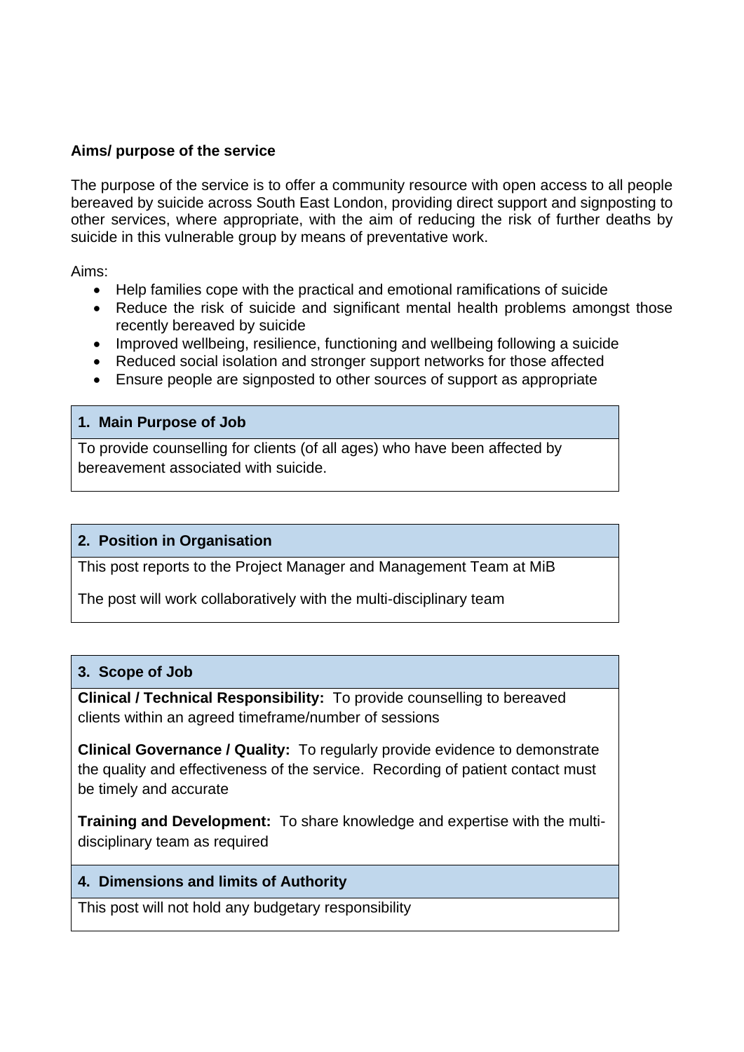**Aims/ purpose of the service**

The purpose of the service is to offer a community resource with open access to all people bereaved by suicide across South East London, providing direct support and signposting to other services, where appropriate, with the aim of reducing the risk of further deaths by suicide in this vulnerable group by means of preventative work.

Aims:

- Help families cope with the practical and emotional ramifications of suicide
- Reduce the risk of suicide and significant mental health problems amongst those recently bereaved by suicide
- Improved wellbeing, resilience, functioning and wellbeing following a suicide
- Reduced social isolation and stronger support networks for those affected
- Ensure people are signposted to other sources of support as appropriate

## 1. Main Purpose of Job

To provide counselling for clients (of all ages) who have been affected by bereavement associated with suicide.

## 2. Position in Organisation

This post reports to the Project Manager and Management Team at MiB

The post will work collaboratively with the multi-disciplinary team

## 3. Scope of Job

**Clinical / Technical Responsibility:** To provide counselling to bereaved clients within an agreed timeframe/number of sessions

**Clinical Governance / Quality:** To regularly provide evidence to demonstrate the quality and effectiveness of the service. Recording of patient contact must be timely and accurate

**Training and Development:** To share knowledge and expertise with the multi-disciplinary team as required

## 4. Dimensions and limits of Authority

This post will not hold any budgetary responsibility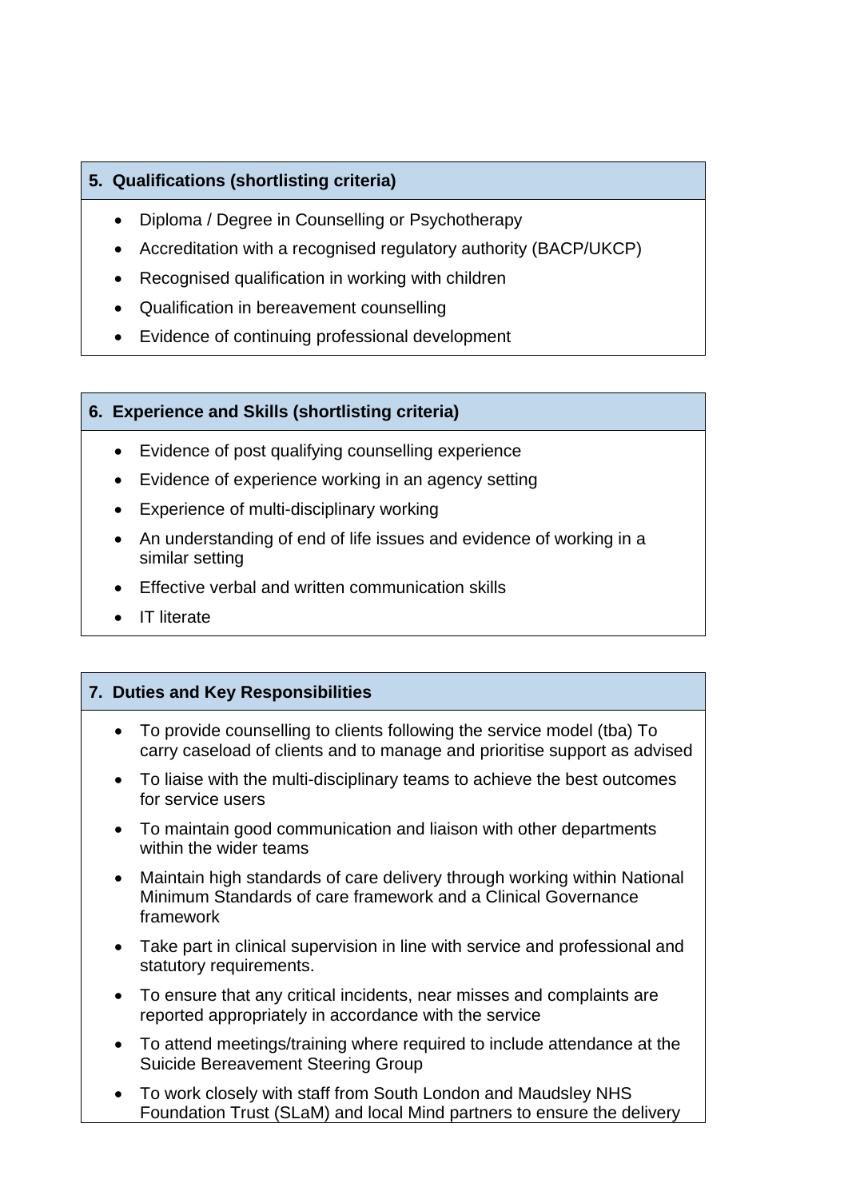## 5. Qualifications (shortlisting criteria)

- Diploma / Degree in Counselling or Psychotherapy
- Accreditation with a recognised regulatory authority (BACP/UKCP)
- Recognised qualification in working with children
- Qualification in bereavement counselling
- Evidence of continuing professional development

## 6. Experience and Skills (shortlisting criteria)

- Evidence of post qualifying counselling experience
- Evidence of experience working in an agency setting
- Experience of multi-disciplinary working
- An understanding of end of life issues and evidence of working in a similar setting
- Effective verbal and written communication skills
- IT literate

## 7. Duties and Key Responsibilities

- To provide counselling to clients following the service model (tba) To carry caseload of clients and to manage and prioritise support as advised
- To liaise with the multi-disciplinary teams to achieve the best outcomes for service users
- To maintain good communication and liaison with other departments within the wider teams
- Maintain high standards of care delivery through working within National Minimum Standards of care framework and a Clinical Governance framework
- Take part in clinical supervision in line with service and professional and statutory requirements.
- To ensure that any critical incidents, near misses and complaints are reported appropriately in accordance with the service
- To attend meetings/training where required to include attendance at the Suicide Bereavement Steering Group
- To work closely with staff from South London and Maudsley NHS Foundation Trust (SLaM) and local Mind partners to ensure the delivery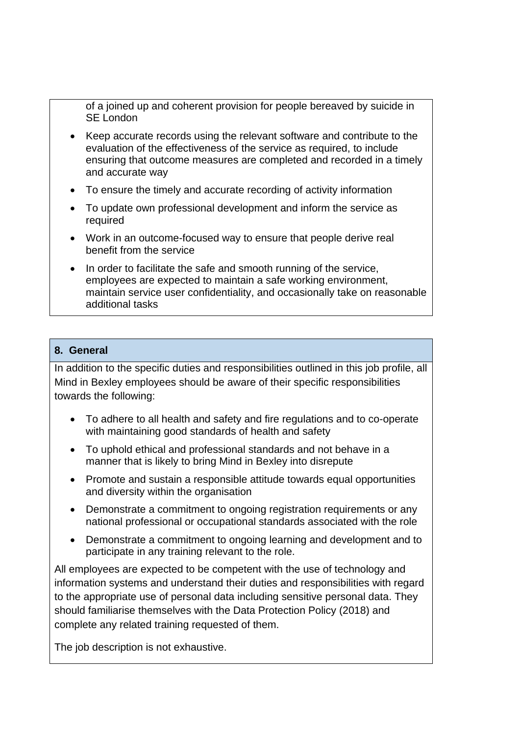of a joined up and coherent provision for people bereaved by suicide in SE London

- Keep accurate records using the relevant software and contribute to the evaluation of the effectiveness of the service as required, to include ensuring that outcome measures are completed and recorded in a timely and accurate way
- To ensure the timely and accurate recording of activity information
- To update own professional development and inform the service as required
- Work in an outcome-focused way to ensure that people derive real benefit from the service
- In order to facilitate the safe and smooth running of the service, employees are expected to maintain a safe working environment, maintain service user confidentiality, and occasionally take on reasonable additional tasks

## 8. General

In addition to the specific duties and responsibilities outlined in this job profile, all Mind in Bexley employees should be aware of their specific responsibilities towards the following:

- To adhere to all health and safety and fire regulations and to co-operate with maintaining good standards of health and safety
- To uphold ethical and professional standards and not behave in a manner that is likely to bring Mind in Bexley into disrepute
- Promote and sustain a responsible attitude towards equal opportunities and diversity within the organisation
- Demonstrate a commitment to ongoing registration requirements or any national professional or occupational standards associated with the role
- Demonstrate a commitment to ongoing learning and development and to participate in any training relevant to the role.

All employees are expected to be competent with the use of technology and information systems and understand their duties and responsibilities with regard to the appropriate use of personal data including sensitive personal data. They should familiarise themselves with the Data Protection Policy (2018) and complete any related training requested of them.

The job description is not exhaustive.